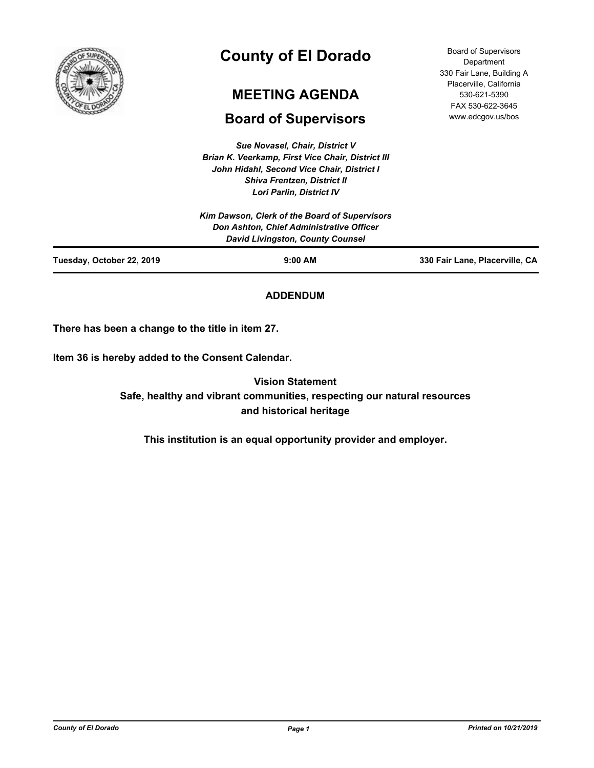# County of El Dorado

## MEETING AGENDA

## Board of Supervisors

Board of Supervisors Department
330 Fair Lane, Building A
Placerville, California
530-621-5390
FAX 530-622-3645
www.edcgov.us/bos

*Sue Novasel, Chair, District V*
*Brian K. Veerkamp, First Vice Chair, District III*
*John Hidahl, Second Vice Chair, District I*
*Shiva Frentzen, District II*
*Lori Parlin, District IV*

*Kim Dawson, Clerk of the Board of Supervisors*
*Don Ashton, Chief Administrative Officer*
*David Livingston, County Counsel*

**Tuesday, October 22, 2019** | **9:00 AM** | **330 Fair Lane, Placerville, CA**

**ADDENDUM**

**There has been a change to the title in item 27.**

**Item 36 is hereby added to the Consent Calendar.**

**Vision Statement**
**Safe, healthy and vibrant communities, respecting our natural resources and historical heritage**

**This institution is an equal opportunity provider and employer.**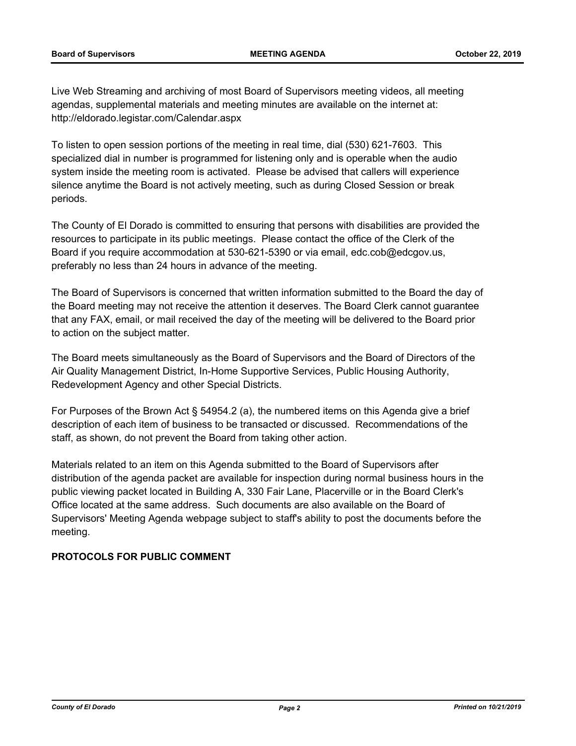Live Web Streaming and archiving of most Board of Supervisors meeting videos, all meeting agendas, supplemental materials and meeting minutes are available on the internet at: http://eldorado.legistar.com/Calendar.aspx

To listen to open session portions of the meeting in real time, dial (530) 621-7603. This specialized dial in number is programmed for listening only and is operable when the audio system inside the meeting room is activated. Please be advised that callers will experience silence anytime the Board is not actively meeting, such as during Closed Session or break periods.

The County of El Dorado is committed to ensuring that persons with disabilities are provided the resources to participate in its public meetings. Please contact the office of the Clerk of the Board if you require accommodation at 530-621-5390 or via email, edc.cob@edcgov.us, preferably no less than 24 hours in advance of the meeting.

The Board of Supervisors is concerned that written information submitted to the Board the day of the Board meeting may not receive the attention it deserves. The Board Clerk cannot guarantee that any FAX, email, or mail received the day of the meeting will be delivered to the Board prior to action on the subject matter.

The Board meets simultaneously as the Board of Supervisors and the Board of Directors of the Air Quality Management District, In-Home Supportive Services, Public Housing Authority, Redevelopment Agency and other Special Districts.

For Purposes of the Brown Act § 54954.2 (a), the numbered items on this Agenda give a brief description of each item of business to be transacted or discussed. Recommendations of the staff, as shown, do not prevent the Board from taking other action.

Materials related to an item on this Agenda submitted to the Board of Supervisors after distribution of the agenda packet are available for inspection during normal business hours in the public viewing packet located in Building A, 330 Fair Lane, Placerville or in the Board Clerk's Office located at the same address. Such documents are also available on the Board of Supervisors' Meeting Agenda webpage subject to staff's ability to post the documents before the meeting.

**PROTOCOLS FOR PUBLIC COMMENT**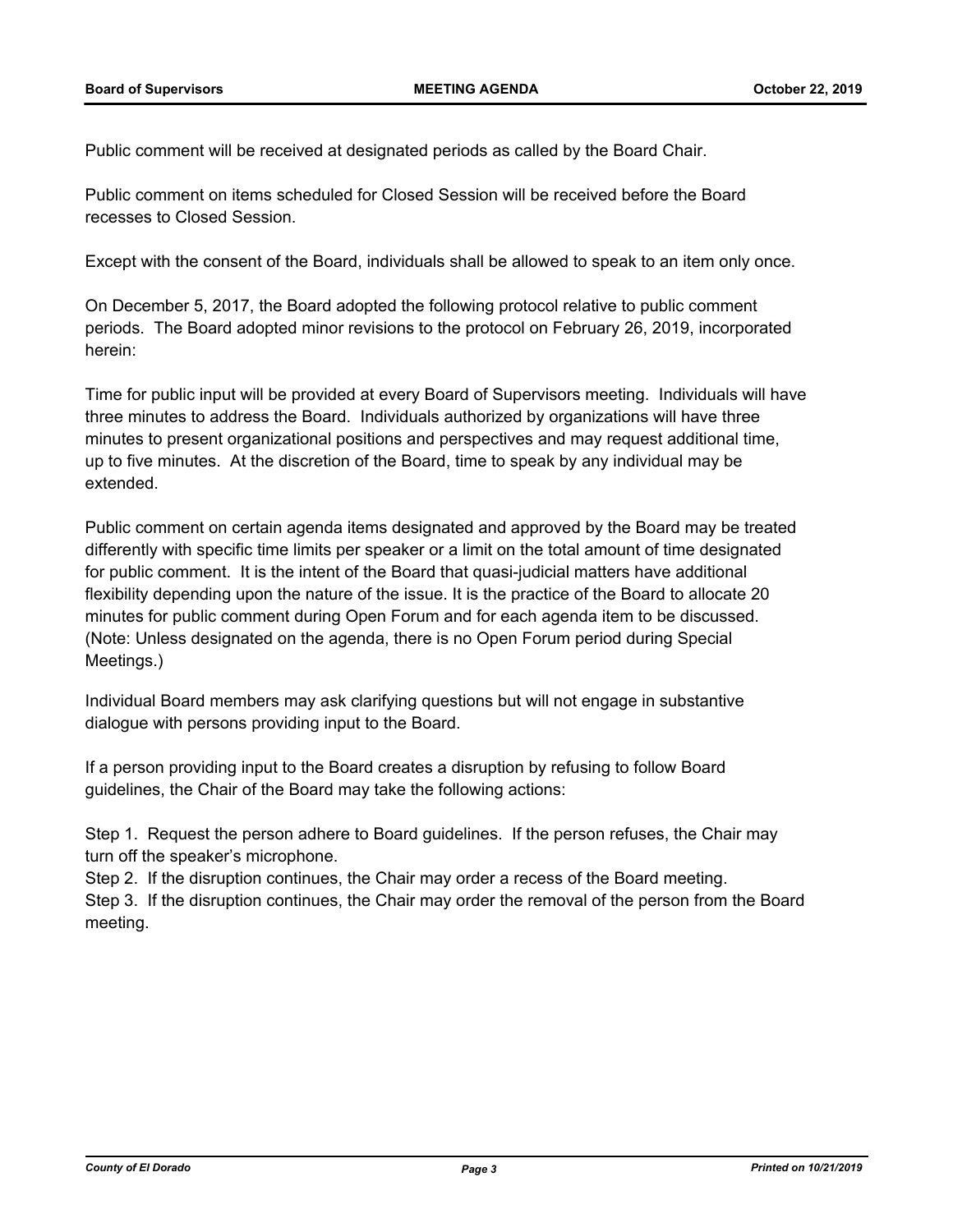Public comment will be received at designated periods as called by the Board Chair.

Public comment on items scheduled for Closed Session will be received before the Board recesses to Closed Session.

Except with the consent of the Board, individuals shall be allowed to speak to an item only once.

On December 5, 2017, the Board adopted the following protocol relative to public comment periods. The Board adopted minor revisions to the protocol on February 26, 2019, incorporated herein:

Time for public input will be provided at every Board of Supervisors meeting. Individuals will have three minutes to address the Board. Individuals authorized by organizations will have three minutes to present organizational positions and perspectives and may request additional time, up to five minutes. At the discretion of the Board, time to speak by any individual may be extended.

Public comment on certain agenda items designated and approved by the Board may be treated differently with specific time limits per speaker or a limit on the total amount of time designated for public comment. It is the intent of the Board that quasi-judicial matters have additional flexibility depending upon the nature of the issue. It is the practice of the Board to allocate 20 minutes for public comment during Open Forum and for each agenda item to be discussed. (Note: Unless designated on the agenda, there is no Open Forum period during Special Meetings.)

Individual Board members may ask clarifying questions but will not engage in substantive dialogue with persons providing input to the Board.

If a person providing input to the Board creates a disruption by refusing to follow Board guidelines, the Chair of the Board may take the following actions:

Step 1. Request the person adhere to Board guidelines. If the person refuses, the Chair may turn off the speaker's microphone.
Step 2. If the disruption continues, the Chair may order a recess of the Board meeting.
Step 3. If the disruption continues, the Chair may order the removal of the person from the Board meeting.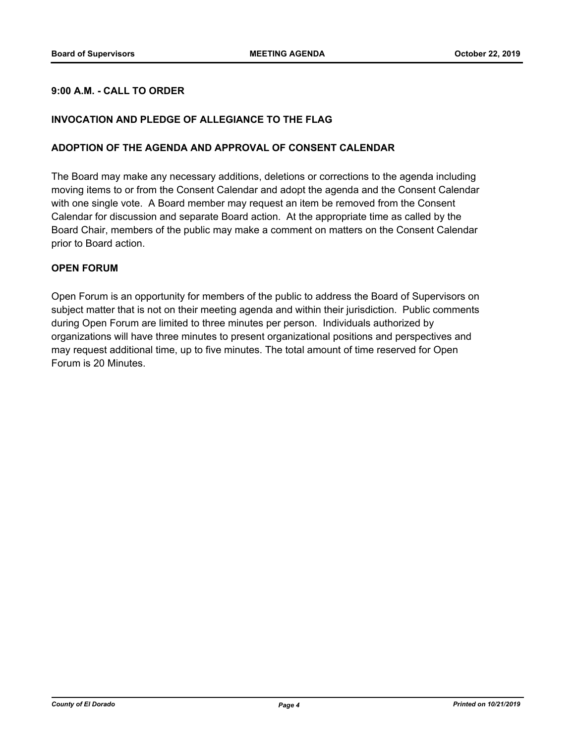**9:00 A.M. - CALL TO ORDER**

**INVOCATION AND PLEDGE OF ALLEGIANCE TO THE FLAG**

**ADOPTION OF THE AGENDA AND APPROVAL OF CONSENT CALENDAR**

The Board may make any necessary additions, deletions or corrections to the agenda including moving items to or from the Consent Calendar and adopt the agenda and the Consent Calendar with one single vote. A Board member may request an item be removed from the Consent Calendar for discussion and separate Board action. At the appropriate time as called by the Board Chair, members of the public may make a comment on matters on the Consent Calendar prior to Board action.

**OPEN FORUM**

Open Forum is an opportunity for members of the public to address the Board of Supervisors on subject matter that is not on their meeting agenda and within their jurisdiction. Public comments during Open Forum are limited to three minutes per person. Individuals authorized by organizations will have three minutes to present organizational positions and perspectives and may request additional time, up to five minutes. The total amount of time reserved for Open Forum is 20 Minutes.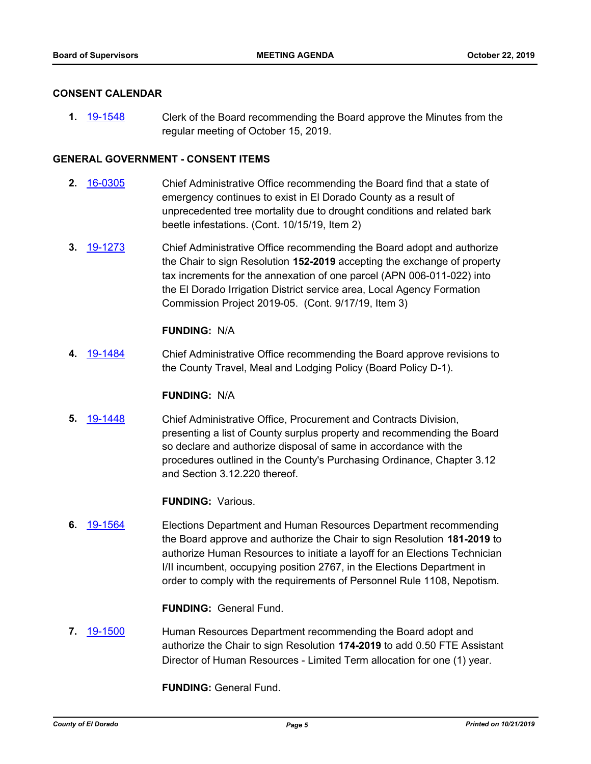## CONSENT CALENDAR

**1.** 19-1548 Clerk of the Board recommending the Board approve the Minutes from the regular meeting of October 15, 2019.

## GENERAL GOVERNMENT - CONSENT ITEMS

**2.** 16-0305 Chief Administrative Office recommending the Board find that a state of emergency continues to exist in El Dorado County as a result of unprecedented tree mortality due to drought conditions and related bark beetle infestations. (Cont. 10/15/19, Item 2)

**3.** 19-1273 Chief Administrative Office recommending the Board adopt and authorize the Chair to sign Resolution **152-2019** accepting the exchange of property tax increments for the annexation of one parcel (APN 006-011-022) into the El Dorado Irrigation District service area, Local Agency Formation Commission Project 2019-05. (Cont. 9/17/19, Item 3)

**FUNDING:** N/A

**4.** 19-1484 Chief Administrative Office recommending the Board approve revisions to the County Travel, Meal and Lodging Policy (Board Policy D-1).

**FUNDING:** N/A

**5.** 19-1448 Chief Administrative Office, Procurement and Contracts Division, presenting a list of County surplus property and recommending the Board so declare and authorize disposal of same in accordance with the procedures outlined in the County's Purchasing Ordinance, Chapter 3.12 and Section 3.12.220 thereof.

**FUNDING:** Various.

**6.** 19-1564 Elections Department and Human Resources Department recommending the Board approve and authorize the Chair to sign Resolution **181-2019** to authorize Human Resources to initiate a layoff for an Elections Technician I/II incumbent, occupying position 2767, in the Elections Department in order to comply with the requirements of Personnel Rule 1108, Nepotism.

**FUNDING:** General Fund.

**7.** 19-1500 Human Resources Department recommending the Board adopt and authorize the Chair to sign Resolution **174-2019** to add 0.50 FTE Assistant Director of Human Resources - Limited Term allocation for one (1) year.

**FUNDING:** General Fund.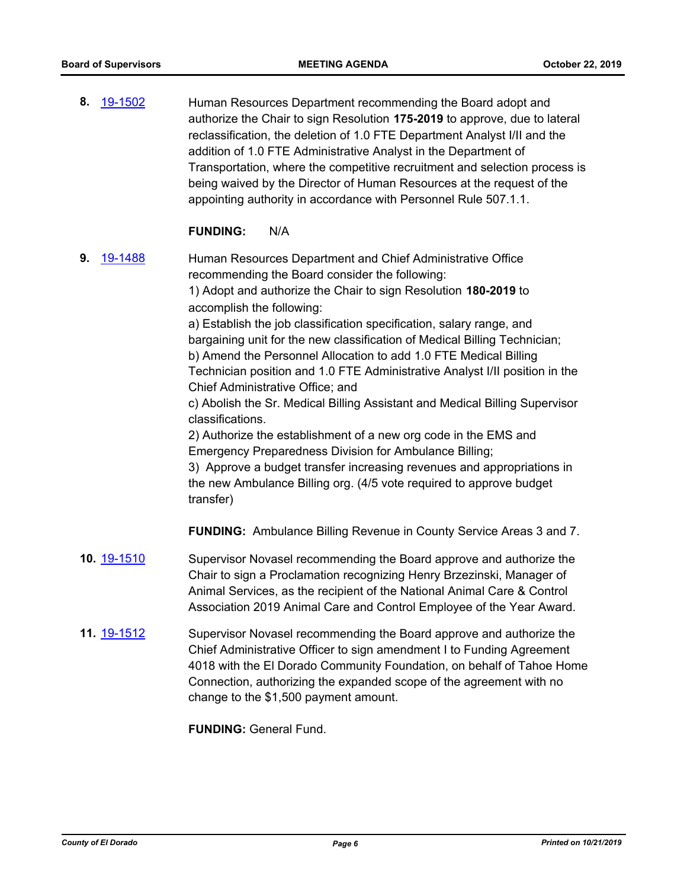**8.** 19-1502 Human Resources Department recommending the Board adopt and authorize the Chair to sign Resolution **175-2019** to approve, due to lateral reclassification, the deletion of 1.0 FTE Department Analyst I/II and the addition of 1.0 FTE Administrative Analyst in the Department of Transportation, where the competitive recruitment and selection process is being waived by the Director of Human Resources at the request of the appointing authority in accordance with Personnel Rule 507.1.1.

**FUNDING:** N/A

**9.** 19-1488 Human Resources Department and Chief Administrative Office recommending the Board consider the following:
1) Adopt and authorize the Chair to sign Resolution **180-2019** to accomplish the following:
a) Establish the job classification specification, salary range, and bargaining unit for the new classification of Medical Billing Technician;
b) Amend the Personnel Allocation to add 1.0 FTE Medical Billing Technician position and 1.0 FTE Administrative Analyst I/II position in the Chief Administrative Office; and
c) Abolish the Sr. Medical Billing Assistant and Medical Billing Supervisor classifications.
2) Authorize the establishment of a new org code in the EMS and Emergency Preparedness Division for Ambulance Billing;
3) Approve a budget transfer increasing revenues and appropriations in the new Ambulance Billing org. (4/5 vote required to approve budget transfer)

**FUNDING:** Ambulance Billing Revenue in County Service Areas 3 and 7.

**10.** 19-1510 Supervisor Novasel recommending the Board approve and authorize the Chair to sign a Proclamation recognizing Henry Brzezinski, Manager of Animal Services, as the recipient of the National Animal Care & Control Association 2019 Animal Care and Control Employee of the Year Award.

**11.** 19-1512 Supervisor Novasel recommending the Board approve and authorize the Chief Administrative Officer to sign amendment I to Funding Agreement 4018 with the El Dorado Community Foundation, on behalf of Tahoe Home Connection, authorizing the expanded scope of the agreement with no change to the $1,500 payment amount.

**FUNDING:** General Fund.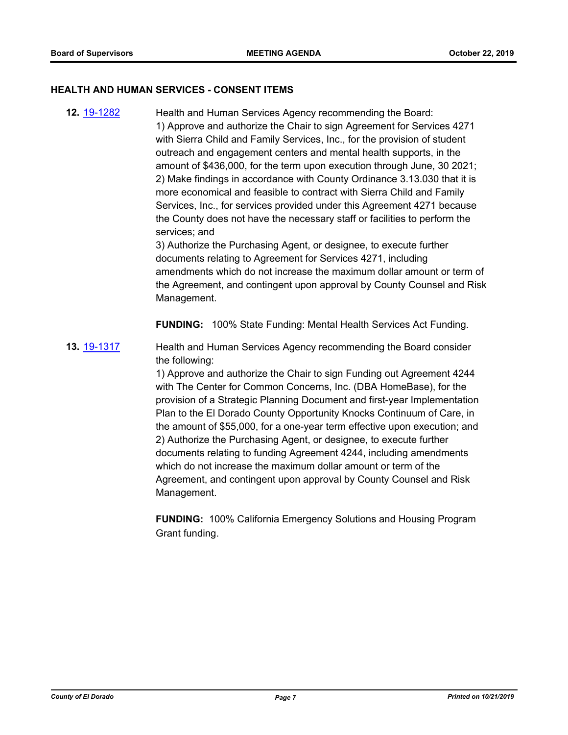## HEALTH AND HUMAN SERVICES - CONSENT ITEMS

**12.** [19-1282](19-1282) Health and Human Services Agency recommending the Board:
1) Approve and authorize the Chair to sign Agreement for Services 4271 with Sierra Child and Family Services, Inc., for the provision of student outreach and engagement centers and mental health supports, in the amount of $436,000, for the term upon execution through June, 30 2021;
2) Make findings in accordance with County Ordinance 3.13.030 that it is more economical and feasible to contract with Sierra Child and Family Services, Inc., for services provided under this Agreement 4271 because the County does not have the necessary staff or facilities to perform the services; and
3) Authorize the Purchasing Agent, or designee, to execute further documents relating to Agreement for Services 4271, including amendments which do not increase the maximum dollar amount or term of the Agreement, and contingent upon approval by County Counsel and Risk Management.

**FUNDING:** 100% State Funding: Mental Health Services Act Funding.

**13.** [19-1317](19-1317) Health and Human Services Agency recommending the Board consider the following:
1) Approve and authorize the Chair to sign Funding out Agreement 4244 with The Center for Common Concerns, Inc. (DBA HomeBase), for the provision of a Strategic Planning Document and first-year Implementation Plan to the El Dorado County Opportunity Knocks Continuum of Care, in the amount of $55,000, for a one-year term effective upon execution; and
2) Authorize the Purchasing Agent, or designee, to execute further documents relating to funding Agreement 4244, including amendments which do not increase the maximum dollar amount or term of the Agreement, and contingent upon approval by County Counsel and Risk Management.

**FUNDING:** 100% California Emergency Solutions and Housing Program Grant funding.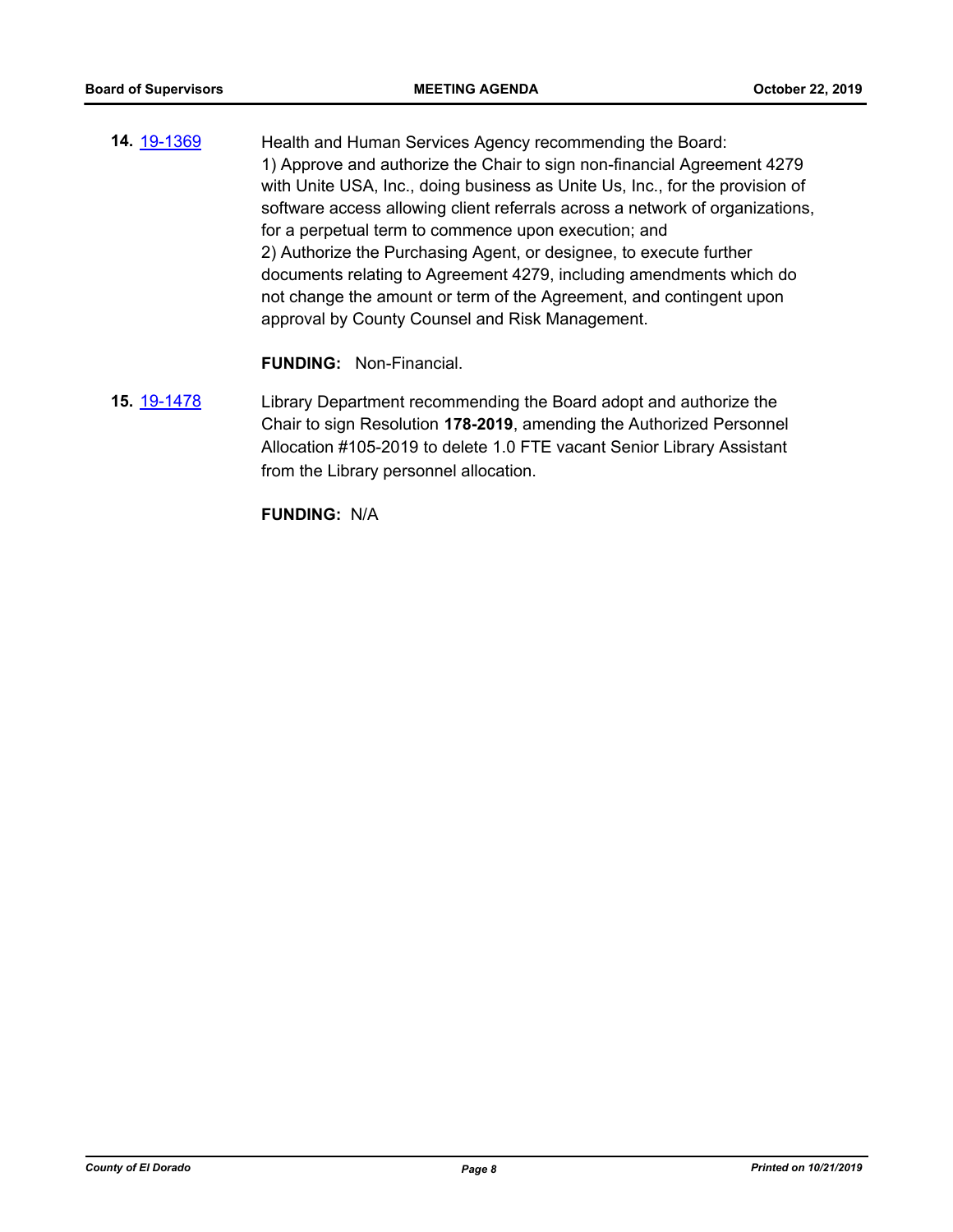**14.** 19-1369

Health and Human Services Agency recommending the Board:
1) Approve and authorize the Chair to sign non-financial Agreement 4279 with Unite USA, Inc., doing business as Unite Us, Inc., for the provision of software access allowing client referrals across a network of organizations, for a perpetual term to commence upon execution; and
2) Authorize the Purchasing Agent, or designee, to execute further documents relating to Agreement 4279, including amendments which do not change the amount or term of the Agreement, and contingent upon approval by County Counsel and Risk Management.

**FUNDING:** Non-Financial.

**15.** 19-1478

Library Department recommending the Board adopt and authorize the Chair to sign Resolution **178-2019**, amending the Authorized Personnel Allocation #105-2019 to delete 1.0 FTE vacant Senior Library Assistant from the Library personnel allocation.

**FUNDING:** N/A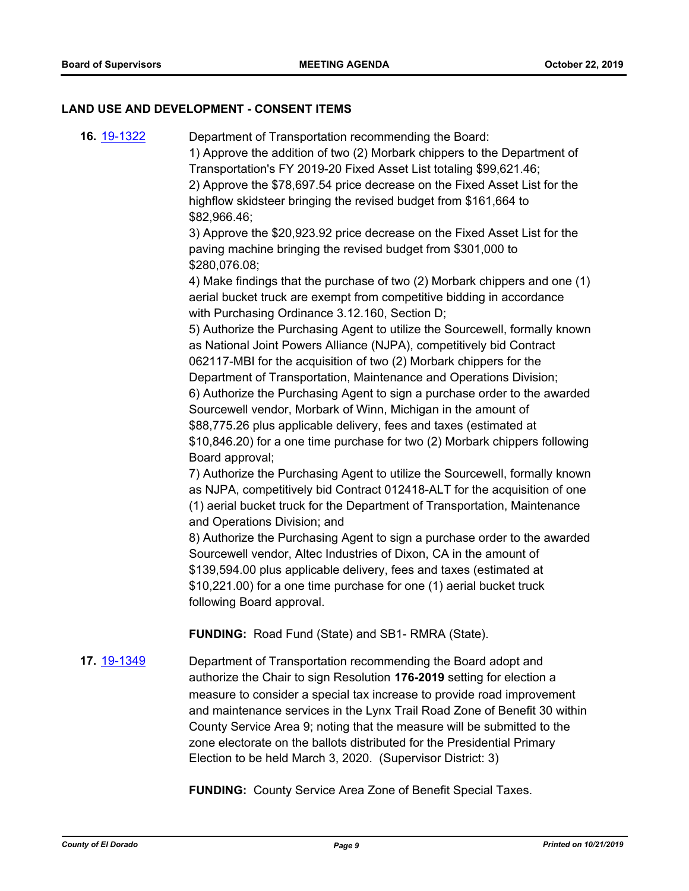## LAND USE AND DEVELOPMENT - CONSENT ITEMS

**16.** [19-1322](19-1322) Department of Transportation recommending the Board:
1) Approve the addition of two (2) Morbark chippers to the Department of Transportation's FY 2019-20 Fixed Asset List totaling $99,621.46;
2) Approve the $78,697.54 price decrease on the Fixed Asset List for the highflow skidsteer bringing the revised budget from $161,664 to $82,966.46;
3) Approve the $20,923.92 price decrease on the Fixed Asset List for the paving machine bringing the revised budget from $301,000 to $280,076.08;
4) Make findings that the purchase of two (2) Morbark chippers and one (1) aerial bucket truck are exempt from competitive bidding in accordance with Purchasing Ordinance 3.12.160, Section D;
5) Authorize the Purchasing Agent to utilize the Sourcewell, formally known as National Joint Powers Alliance (NJPA), competitively bid Contract 062117-MBI for the acquisition of two (2) Morbark chippers for the Department of Transportation, Maintenance and Operations Division;
6) Authorize the Purchasing Agent to sign a purchase order to the awarded Sourcewell vendor, Morbark of Winn, Michigan in the amount of $88,775.26 plus applicable delivery, fees and taxes (estimated at $10,846.20) for a one time purchase for two (2) Morbark chippers following Board approval;
7) Authorize the Purchasing Agent to utilize the Sourcewell, formally known as NJPA, competitively bid Contract 012418-ALT for the acquisition of one (1) aerial bucket truck for the Department of Transportation, Maintenance and Operations Division; and
8) Authorize the Purchasing Agent to sign a purchase order to the awarded Sourcewell vendor, Altec Industries of Dixon, CA in the amount of $139,594.00 plus applicable delivery, fees and taxes (estimated at $10,221.00) for a one time purchase for one (1) aerial bucket truck following Board approval.

**FUNDING:** Road Fund (State) and SB1- RMRA (State).

**17.** [19-1349](19-1349) Department of Transportation recommending the Board adopt and authorize the Chair to sign Resolution **176-2019** setting for election a measure to consider a special tax increase to provide road improvement and maintenance services in the Lynx Trail Road Zone of Benefit 30 within County Service Area 9; noting that the measure will be submitted to the zone electorate on the ballots distributed for the Presidential Primary Election to be held March 3, 2020. (Supervisor District: 3)

**FUNDING:** County Service Area Zone of Benefit Special Taxes.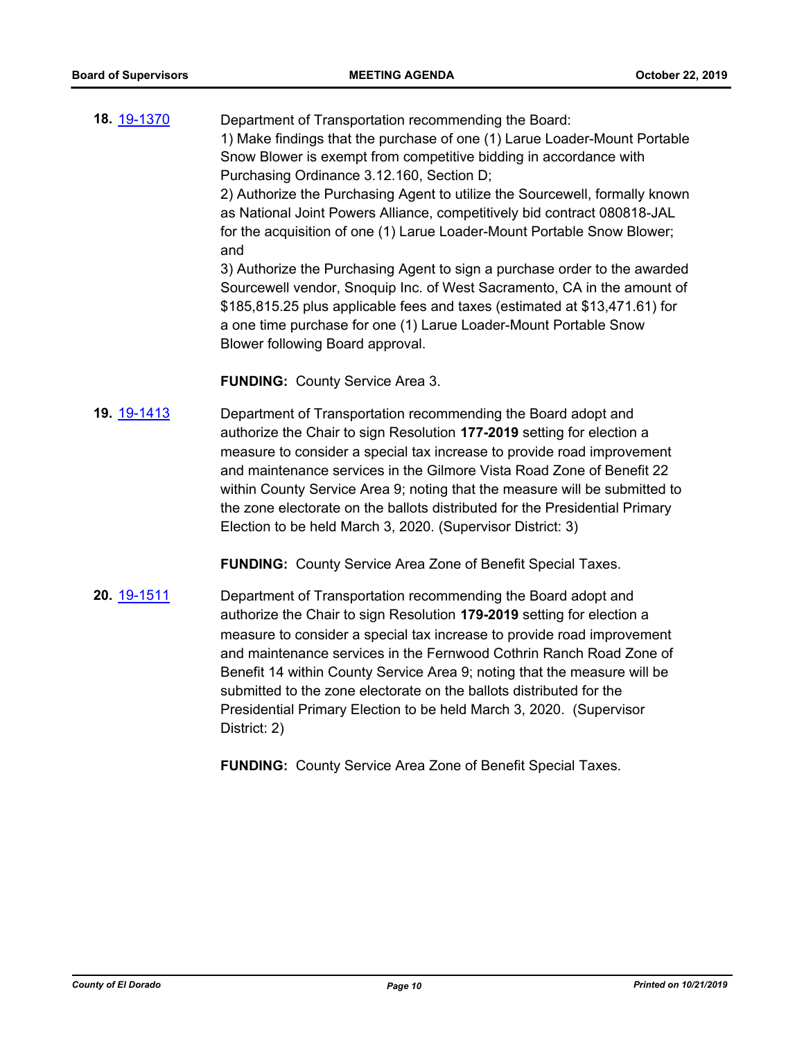**18.** 19-1370

Department of Transportation recommending the Board:
1) Make findings that the purchase of one (1) Larue Loader-Mount Portable Snow Blower is exempt from competitive bidding in accordance with Purchasing Ordinance 3.12.160, Section D;
2) Authorize the Purchasing Agent to utilize the Sourcewell, formally known as National Joint Powers Alliance, competitively bid contract 080818-JAL for the acquisition of one (1) Larue Loader-Mount Portable Snow Blower; and
3) Authorize the Purchasing Agent to sign a purchase order to the awarded Sourcewell vendor, Snoquip Inc. of West Sacramento, CA in the amount of $185,815.25 plus applicable fees and taxes (estimated at $13,471.61) for a one time purchase for one (1) Larue Loader-Mount Portable Snow Blower following Board approval.

**FUNDING:** County Service Area 3.

**19.** 19-1413

Department of Transportation recommending the Board adopt and authorize the Chair to sign Resolution **177-2019** setting for election a measure to consider a special tax increase to provide road improvement and maintenance services in the Gilmore Vista Road Zone of Benefit 22 within County Service Area 9; noting that the measure will be submitted to the zone electorate on the ballots distributed for the Presidential Primary Election to be held March 3, 2020. (Supervisor District: 3)

**FUNDING:** County Service Area Zone of Benefit Special Taxes.

**20.** 19-1511

Department of Transportation recommending the Board adopt and authorize the Chair to sign Resolution **179-2019** setting for election a measure to consider a special tax increase to provide road improvement and maintenance services in the Fernwood Cothrin Ranch Road Zone of Benefit 14 within County Service Area 9; noting that the measure will be submitted to the zone electorate on the ballots distributed for the Presidential Primary Election to be held March 3, 2020. (Supervisor District: 2)

**FUNDING:** County Service Area Zone of Benefit Special Taxes.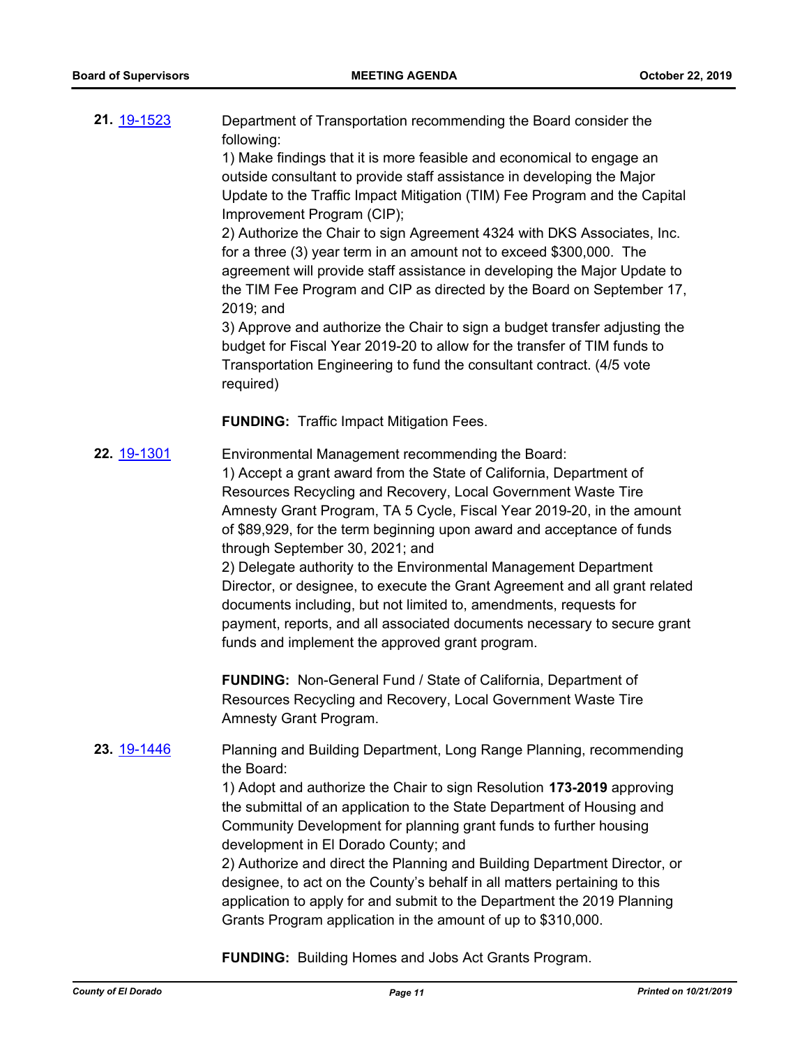**21.** [19-1523](#)

Department of Transportation recommending the Board consider the following:
1) Make findings that it is more feasible and economical to engage an outside consultant to provide staff assistance in developing the Major Update to the Traffic Impact Mitigation (TIM) Fee Program and the Capital Improvement Program (CIP);
2) Authorize the Chair to sign Agreement 4324 with DKS Associates, Inc. for a three (3) year term in an amount not to exceed $300,000. The agreement will provide staff assistance in developing the Major Update to the TIM Fee Program and CIP as directed by the Board on September 17, 2019; and
3) Approve and authorize the Chair to sign a budget transfer adjusting the budget for Fiscal Year 2019-20 to allow for the transfer of TIM funds to Transportation Engineering to fund the consultant contract. (4/5 vote required)

**FUNDING:** Traffic Impact Mitigation Fees.

**22.** [19-1301](#)

Environmental Management recommending the Board:
1) Accept a grant award from the State of California, Department of Resources Recycling and Recovery, Local Government Waste Tire Amnesty Grant Program, TA 5 Cycle, Fiscal Year 2019-20, in the amount of $89,929, for the term beginning upon award and acceptance of funds through September 30, 2021; and
2) Delegate authority to the Environmental Management Department Director, or designee, to execute the Grant Agreement and all grant related documents including, but not limited to, amendments, requests for payment, reports, and all associated documents necessary to secure grant funds and implement the approved grant program.

**FUNDING:** Non-General Fund / State of California, Department of Resources Recycling and Recovery, Local Government Waste Tire Amnesty Grant Program.

**23.** [19-1446](#)

Planning and Building Department, Long Range Planning, recommending the Board:
1) Adopt and authorize the Chair to sign Resolution **173-2019** approving the submittal of an application to the State Department of Housing and Community Development for planning grant funds to further housing development in El Dorado County; and
2) Authorize and direct the Planning and Building Department Director, or designee, to act on the County's behalf in all matters pertaining to this application to apply for and submit to the Department the 2019 Planning Grants Program application in the amount of up to $310,000.

**FUNDING:** Building Homes and Jobs Act Grants Program.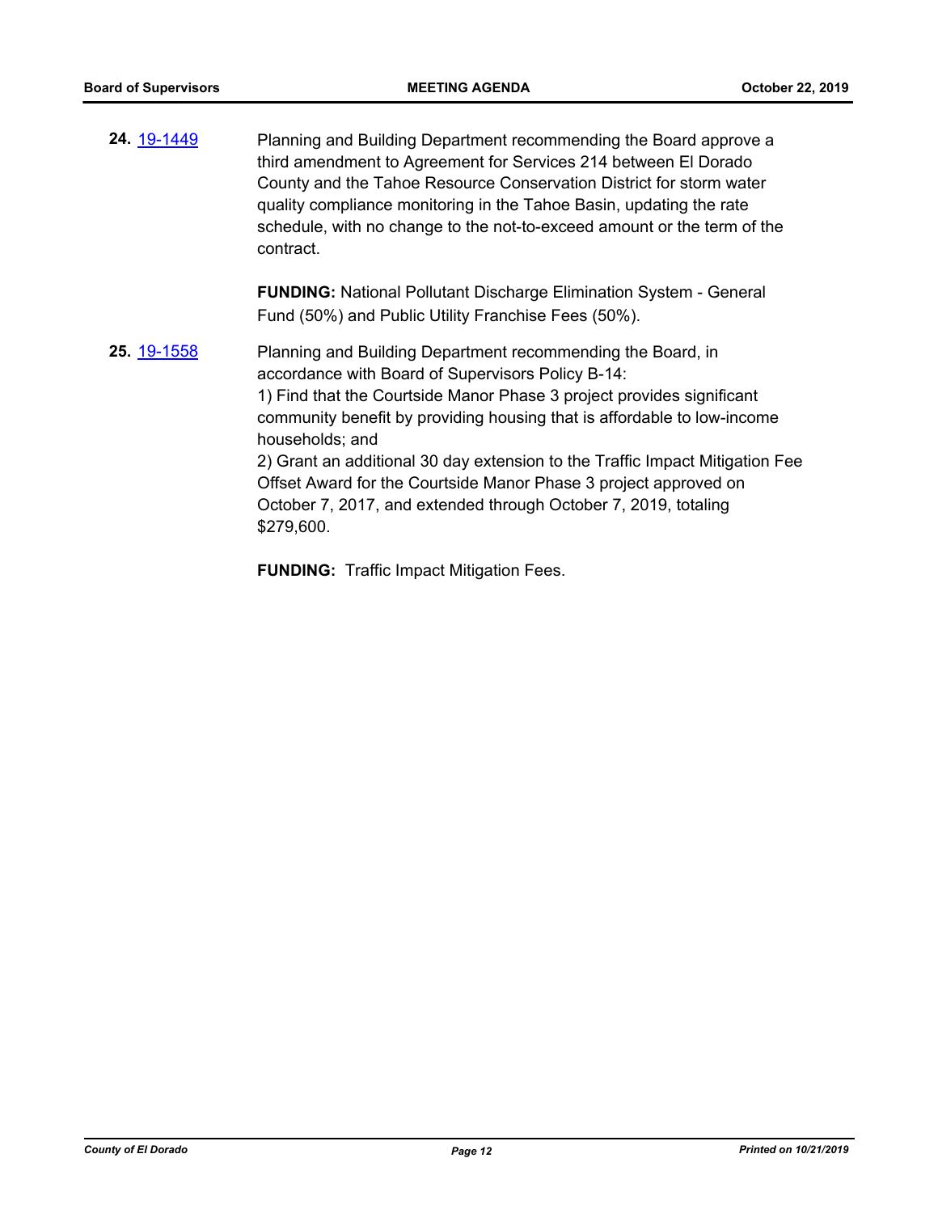**24.** 19-1449

Planning and Building Department recommending the Board approve a third amendment to Agreement for Services 214 between El Dorado County and the Tahoe Resource Conservation District for storm water quality compliance monitoring in the Tahoe Basin, updating the rate schedule, with no change to the not-to-exceed amount or the term of the contract.

**FUNDING:** National Pollutant Discharge Elimination System - General Fund (50%) and Public Utility Franchise Fees (50%).

**25.** 19-1558

Planning and Building Department recommending the Board, in accordance with Board of Supervisors Policy B-14:
1) Find that the Courtside Manor Phase 3 project provides significant community benefit by providing housing that is affordable to low-income households; and
2) Grant an additional 30 day extension to the Traffic Impact Mitigation Fee Offset Award for the Courtside Manor Phase 3 project approved on October 7, 2017, and extended through October 7, 2019, totaling $279,600.

**FUNDING:** Traffic Impact Mitigation Fees.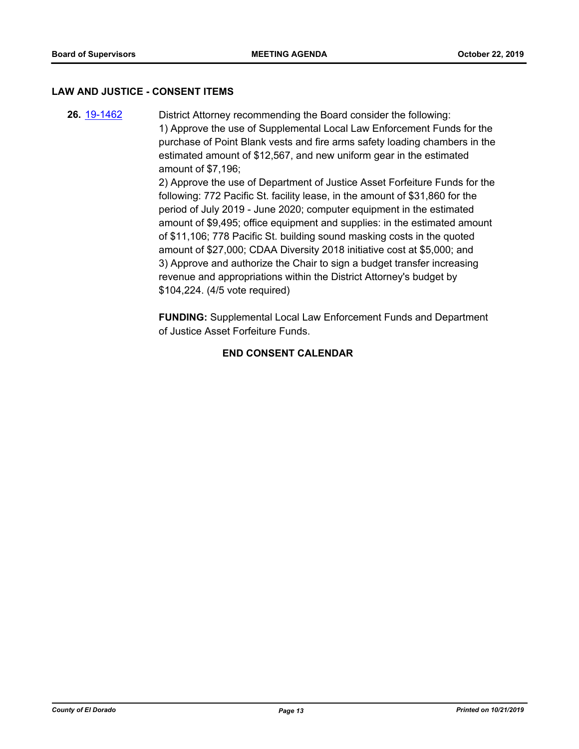## LAW AND JUSTICE - CONSENT ITEMS

**26.** [19-1462](19-1462) District Attorney recommending the Board consider the following:
1) Approve the use of Supplemental Local Law Enforcement Funds for the purchase of Point Blank vests and fire arms safety loading chambers in the estimated amount of $12,567, and new uniform gear in the estimated amount of $7,196;
2) Approve the use of Department of Justice Asset Forfeiture Funds for the following: 772 Pacific St. facility lease, in the amount of $31,860 for the period of July 2019 - June 2020; computer equipment in the estimated amount of $9,495; office equipment and supplies: in the estimated amount of $11,106; 778 Pacific St. building sound masking costs in the quoted amount of $27,000; CDAA Diversity 2018 initiative cost at $5,000; and
3) Approve and authorize the Chair to sign a budget transfer increasing revenue and appropriations within the District Attorney's budget by $104,224. (4/5 vote required)

**FUNDING:** Supplemental Local Law Enforcement Funds and Department of Justice Asset Forfeiture Funds.

**END CONSENT CALENDAR**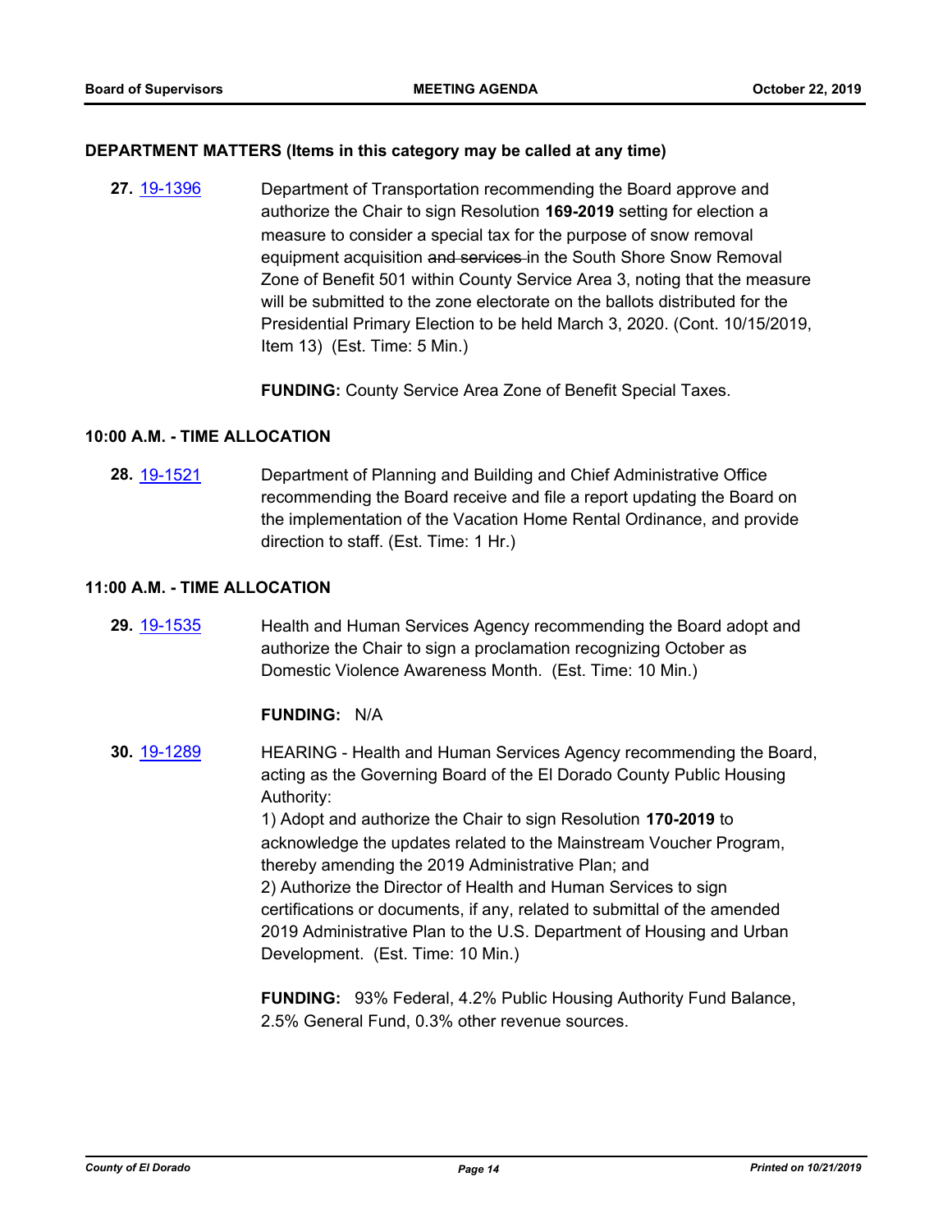**DEPARTMENT MATTERS (Items in this category may be called at any time)**

**27.** [19-1396](#) Department of Transportation recommending the Board approve and authorize the Chair to sign Resolution **169-2019** setting for election a measure to consider a special tax for the purpose of snow removal equipment acquisition ~~and services~~ in the South Shore Snow Removal Zone of Benefit 501 within County Service Area 3, noting that the measure will be submitted to the zone electorate on the ballots distributed for the Presidential Primary Election to be held March 3, 2020. (Cont. 10/15/2019, Item 13) (Est. Time: 5 Min.)

**FUNDING:** County Service Area Zone of Benefit Special Taxes.

**10:00 A.M. - TIME ALLOCATION**

**28.** [19-1521](#) Department of Planning and Building and Chief Administrative Office recommending the Board receive and file a report updating the Board on the implementation of the Vacation Home Rental Ordinance, and provide direction to staff. (Est. Time: 1 Hr.)

**11:00 A.M. - TIME ALLOCATION**

**29.** [19-1535](#) Health and Human Services Agency recommending the Board adopt and authorize the Chair to sign a proclamation recognizing October as Domestic Violence Awareness Month. (Est. Time: 10 Min.)

**FUNDING:** N/A

**30.** [19-1289](#) HEARING - Health and Human Services Agency recommending the Board, acting as the Governing Board of the El Dorado County Public Housing Authority:

1) Adopt and authorize the Chair to sign Resolution **170-2019** to acknowledge the updates related to the Mainstream Voucher Program, thereby amending the 2019 Administrative Plan; and

2) Authorize the Director of Health and Human Services to sign certifications or documents, if any, related to submittal of the amended 2019 Administrative Plan to the U.S. Department of Housing and Urban Development. (Est. Time: 10 Min.)

**FUNDING:** 93% Federal, 4.2% Public Housing Authority Fund Balance, 2.5% General Fund, 0.3% other revenue sources.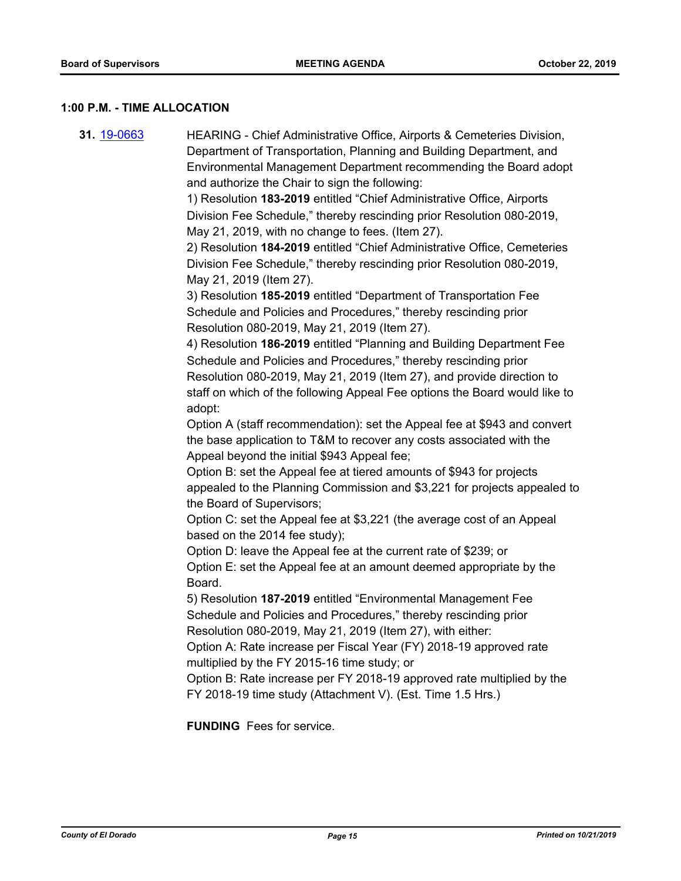### 1:00 P.M. - TIME ALLOCATION

**31.** 19-0663

HEARING - Chief Administrative Office, Airports & Cemeteries Division, Department of Transportation, Planning and Building Department, and Environmental Management Department recommending the Board adopt and authorize the Chair to sign the following:

1) Resolution **183-2019** entitled "Chief Administrative Office, Airports Division Fee Schedule," thereby rescinding prior Resolution 080-2019, May 21, 2019, with no change to fees. (Item 27).

2) Resolution **184-2019** entitled "Chief Administrative Office, Cemeteries Division Fee Schedule," thereby rescinding prior Resolution 080-2019, May 21, 2019 (Item 27).

3) Resolution **185-2019** entitled "Department of Transportation Fee Schedule and Policies and Procedures," thereby rescinding prior Resolution 080-2019, May 21, 2019 (Item 27).

4) Resolution **186-2019** entitled "Planning and Building Department Fee Schedule and Policies and Procedures," thereby rescinding prior Resolution 080-2019, May 21, 2019 (Item 27), and provide direction to staff on which of the following Appeal Fee options the Board would like to adopt:

Option A (staff recommendation): set the Appeal fee at $943 and convert the base application to T&M to recover any costs associated with the Appeal beyond the initial $943 Appeal fee;

Option B: set the Appeal fee at tiered amounts of $943 for projects appealed to the Planning Commission and $3,221 for projects appealed to the Board of Supervisors;

Option C: set the Appeal fee at $3,221 (the average cost of an Appeal based on the 2014 fee study);

Option D: leave the Appeal fee at the current rate of $239; or

Option E: set the Appeal fee at an amount deemed appropriate by the Board.

5) Resolution **187-2019** entitled "Environmental Management Fee Schedule and Policies and Procedures," thereby rescinding prior Resolution 080-2019, May 21, 2019 (Item 27), with either:

Option A: Rate increase per Fiscal Year (FY) 2018-19 approved rate multiplied by the FY 2015-16 time study; or

Option B: Rate increase per FY 2018-19 approved rate multiplied by the FY 2018-19 time study (Attachment V). (Est. Time 1.5 Hrs.)

**FUNDING** Fees for service.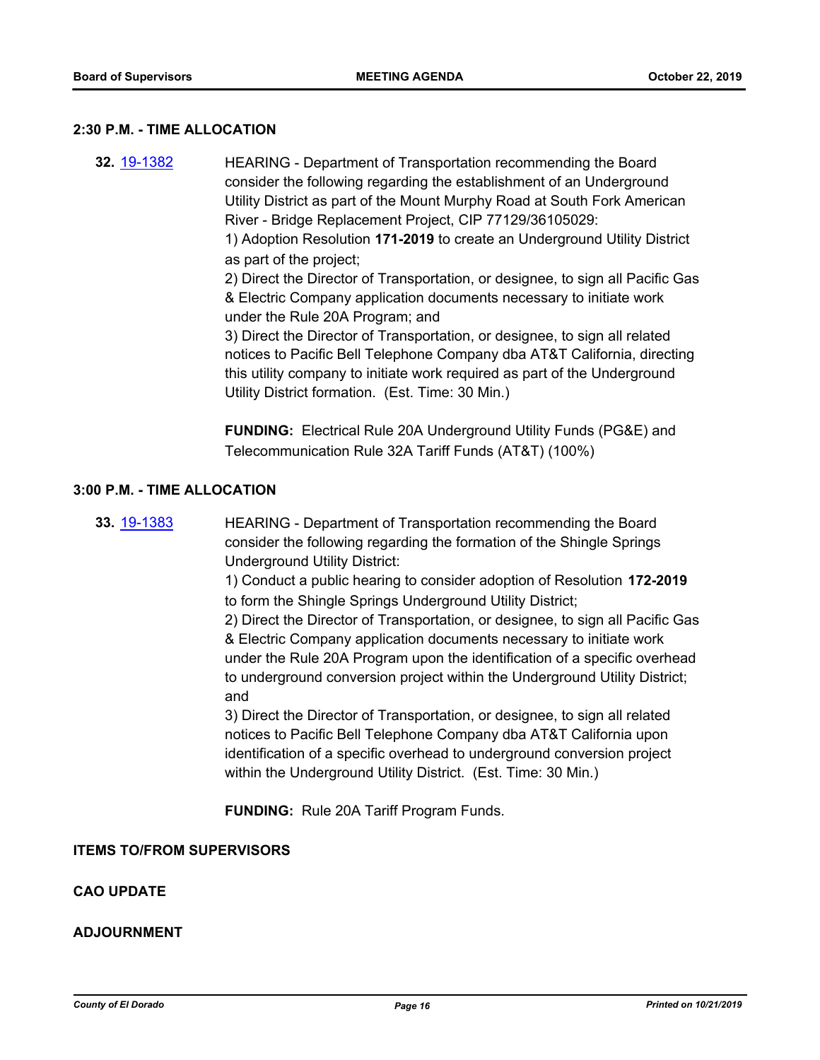**2:30 P.M. - TIME ALLOCATION**

**32.** [19-1382](19-1382) HEARING - Department of Transportation recommending the Board consider the following regarding the establishment of an Underground Utility District as part of the Mount Murphy Road at South Fork American River - Bridge Replacement Project, CIP 77129/36105029:
1) Adoption Resolution **171-2019** to create an Underground Utility District as part of the project;
2) Direct the Director of Transportation, or designee, to sign all Pacific Gas & Electric Company application documents necessary to initiate work under the Rule 20A Program; and
3) Direct the Director of Transportation, or designee, to sign all related notices to Pacific Bell Telephone Company dba AT&T California, directing this utility company to initiate work required as part of the Underground Utility District formation. (Est. Time: 30 Min.)

**FUNDING:** Electrical Rule 20A Underground Utility Funds (PG&E) and Telecommunication Rule 32A Tariff Funds (AT&T) (100%)

**3:00 P.M. - TIME ALLOCATION**

**33.** [19-1383](19-1383) HEARING - Department of Transportation recommending the Board consider the following regarding the formation of the Shingle Springs Underground Utility District:
1) Conduct a public hearing to consider adoption of Resolution **172-2019** to form the Shingle Springs Underground Utility District;
2) Direct the Director of Transportation, or designee, to sign all Pacific Gas & Electric Company application documents necessary to initiate work under the Rule 20A Program upon the identification of a specific overhead to underground conversion project within the Underground Utility District; and
3) Direct the Director of Transportation, or designee, to sign all related notices to Pacific Bell Telephone Company dba AT&T California upon identification of a specific overhead to underground conversion project within the Underground Utility District. (Est. Time: 30 Min.)

**FUNDING:** Rule 20A Tariff Program Funds.

**ITEMS TO/FROM SUPERVISORS**

**CAO UPDATE**

**ADJOURNMENT**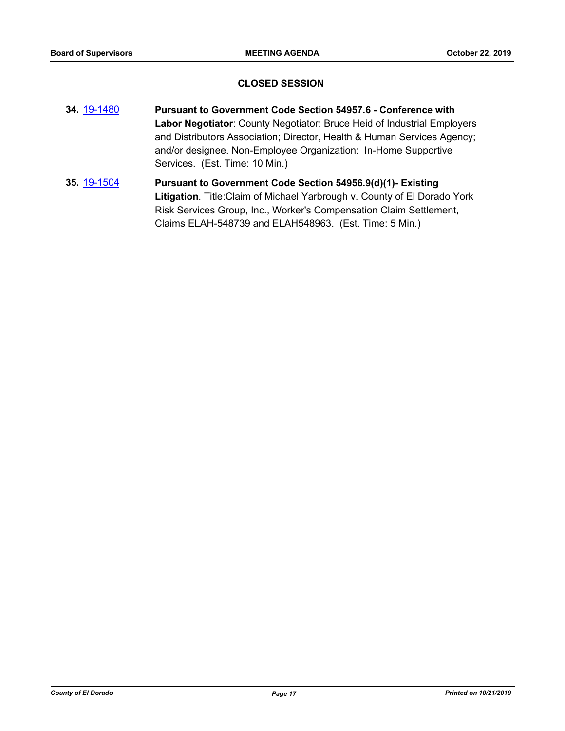## CLOSED SESSION

**34.** 19-1480 **Pursuant to Government Code Section 54957.6 - Conference with Labor Negotiator**: County Negotiator: Bruce Heid of Industrial Employers and Distributors Association; Director, Health & Human Services Agency; and/or designee. Non-Employee Organization: In-Home Supportive Services. (Est. Time: 10 Min.)

**35.** 19-1504 **Pursuant to Government Code Section 54956.9(d)(1)- Existing Litigation**. Title:Claim of Michael Yarbrough v. County of El Dorado York Risk Services Group, Inc., Worker's Compensation Claim Settlement, Claims ELAH-548739 and ELAH548963. (Est. Time: 5 Min.)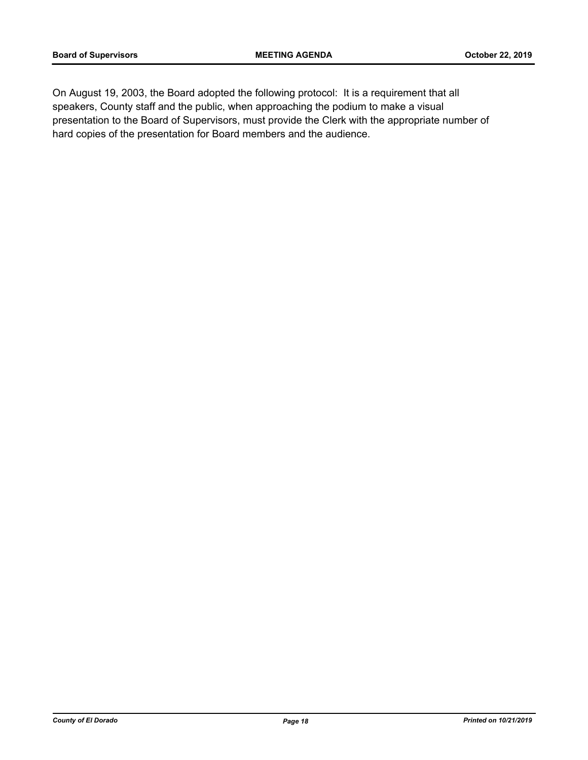On August 19, 2003, the Board adopted the following protocol: It is a requirement that all speakers, County staff and the public, when approaching the podium to make a visual presentation to the Board of Supervisors, must provide the Clerk with the appropriate number of hard copies of the presentation for Board members and the audience.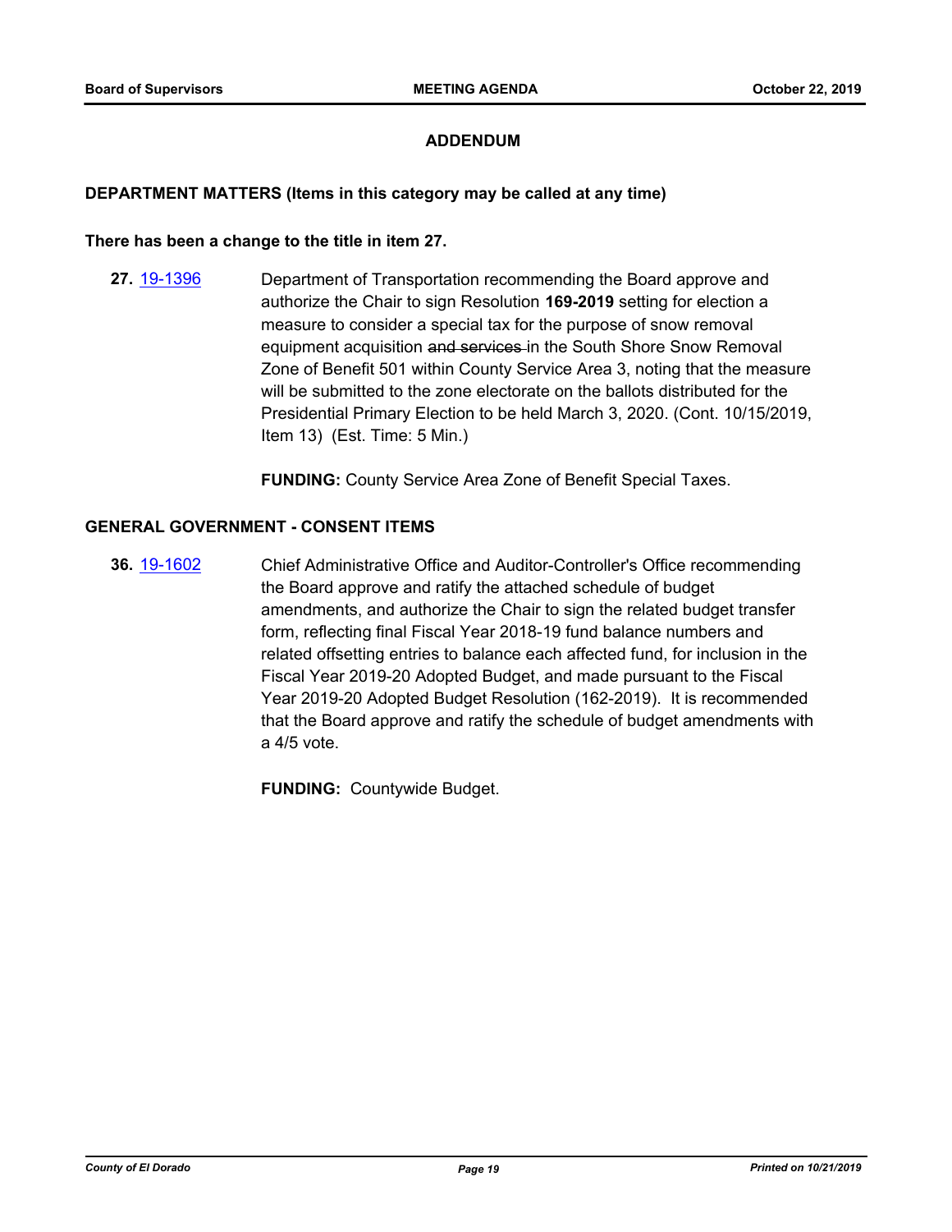## ADDENDUM

**DEPARTMENT MATTERS (Items in this category may be called at any time)**

**There has been a change to the title in item 27.**

**27.** [19-1396](19-1396) Department of Transportation recommending the Board approve and authorize the Chair to sign Resolution **169-2019** setting for election a measure to consider a special tax for the purpose of snow removal equipment acquisition ~~and services~~ in the South Shore Snow Removal Zone of Benefit 501 within County Service Area 3, noting that the measure will be submitted to the zone electorate on the ballots distributed for the Presidential Primary Election to be held March 3, 2020. (Cont. 10/15/2019, Item 13) (Est. Time: 5 Min.)

**FUNDING:** County Service Area Zone of Benefit Special Taxes.

**GENERAL GOVERNMENT - CONSENT ITEMS**

**36.** [19-1602](19-1602) Chief Administrative Office and Auditor-Controller's Office recommending the Board approve and ratify the attached schedule of budget amendments, and authorize the Chair to sign the related budget transfer form, reflecting final Fiscal Year 2018-19 fund balance numbers and related offsetting entries to balance each affected fund, for inclusion in the Fiscal Year 2019-20 Adopted Budget, and made pursuant to the Fiscal Year 2019-20 Adopted Budget Resolution (162-2019). It is recommended that the Board approve and ratify the schedule of budget amendments with a 4/5 vote.

**FUNDING:** Countywide Budget.